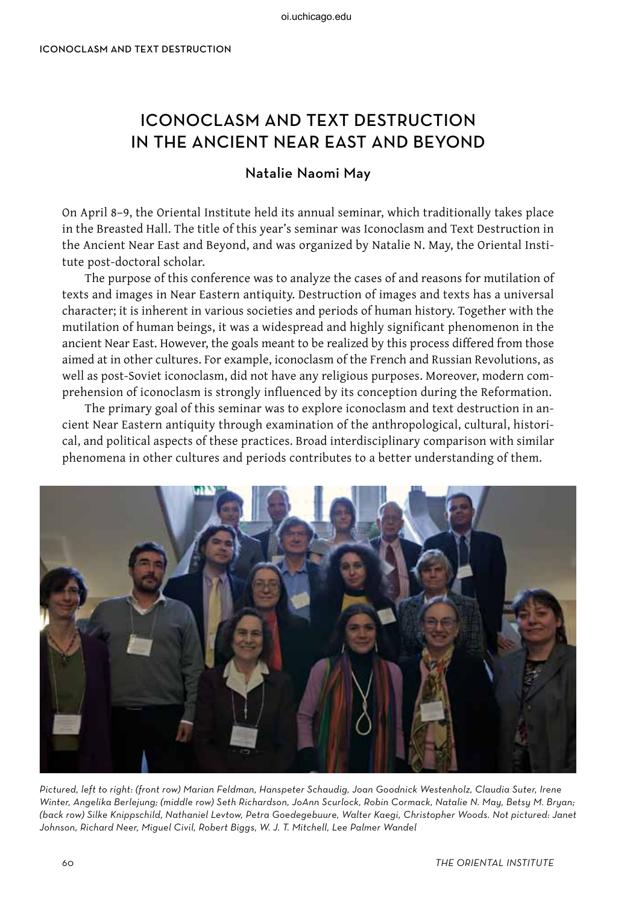# ICONOCLASM AND TEXT DESTRUCTION IN THE ANCIENT NEAR EAST AND BEYOND

## Natalie Naomi May

On April 8–9, the Oriental Institute held its annual seminar, which traditionally takes place in the Breasted Hall. The title of this year's seminar was Iconoclasm and Text Destruction in the Ancient Near East and Beyond, and was organized by Natalie N. May, the Oriental Institute post-doctoral scholar.

The purpose of this conference was to analyze the cases of and reasons for mutilation of texts and images in Near Eastern antiquity. Destruction of images and texts has a universal character; it is inherent in various societies and periods of human history. Together with the mutilation of human beings, it was a widespread and highly significant phenomenon in the ancient Near East. However, the goals meant to be realized by this process differed from those aimed at in other cultures. For example, iconoclasm of the French and Russian Revolutions, as well as post-Soviet iconoclasm, did not have any religious purposes. Moreover, modern comprehension of iconoclasm is strongly influenced by its conception during the Reformation.

The primary goal of this seminar was to explore iconoclasm and text destruction in ancient Near Eastern antiquity through examination of the anthropological, cultural, historical, and political aspects of these practices. Broad interdisciplinary comparison with similar phenomena in other cultures and periods contributes to a better understanding of them.

*Pictured, left to right: (front row) Marian Feldman, Hanspeter Schaudig, Joan Goodnick Westenholz, Claudia Suter, Irene Winter, Angelika Berlejung; (middle row) Seth Richardson, JoAnn Scurlock, Robin Cormack, Natalie N. May, Betsy M. Bryan; (back row) Silke Knippschild, Nathaniel Levtow, Petra Goedegebuure, Walter Kaegi, Christopher Woods. Not pictured: Janet Johnson, Richard Neer, Miguel Civil, Robert Biggs, W. J. T. Mitchell, Lee Palmer Wandel*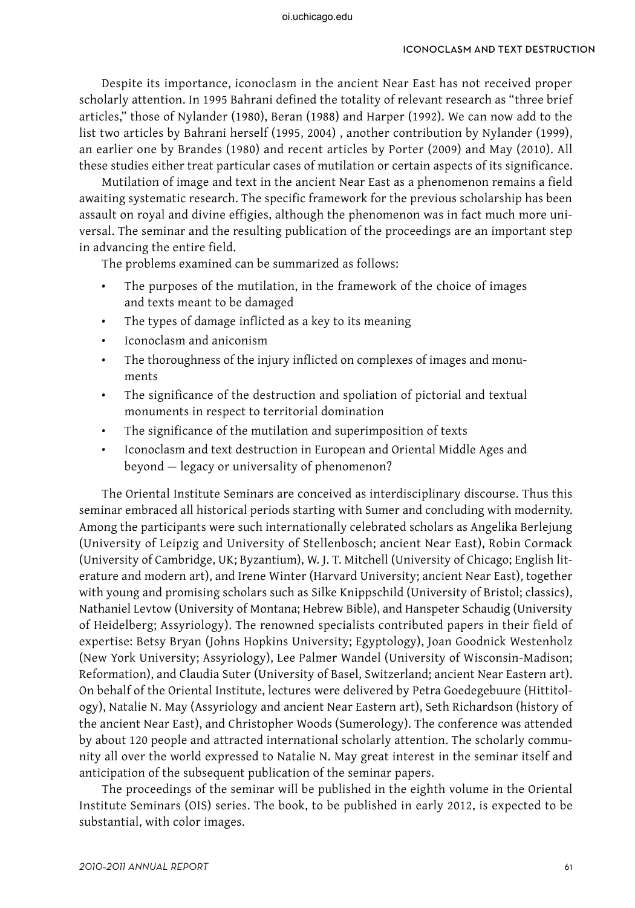Despite its importance, iconoclasm in the ancient Near East has not received proper scholarly attention. In 1995 Bahrani defined the totality of relevant research as "three brief articles," those of Nylander (1980), Beran (1988) and Harper (1992). We can now add to the list two articles by Bahrani herself (1995, 2004) , another contribution by Nylander (1999), an earlier one by Brandes (1980) and recent articles by Porter (2009) and May (2010). All these studies either treat particular cases of mutilation or certain aspects of its significance.

Mutilation of image and text in the ancient Near East as a phenomenon remains a field awaiting systematic research. The specific framework for the previous scholarship has been assault on royal and divine effigies, although the phenomenon was in fact much more universal. The seminar and the resulting publication of the proceedings are an important step in advancing the entire field.

The problems examined can be summarized as follows:

- The purposes of the mutilation, in the framework of the choice of images and texts meant to be damaged
- The types of damage inflicted as a key to its meaning
- Iconoclasm and aniconism
- The thoroughness of the injury inflicted on complexes of images and monuments
- The significance of the destruction and spoliation of pictorial and textual monuments in respect to territorial domination
- The significance of the mutilation and superimposition of texts
- Iconoclasm and text destruction in European and Oriental Middle Ages and beyond — legacy or universality of phenomenon?

The Oriental Institute Seminars are conceived as interdisciplinary discourse. Thus this seminar embraced all historical periods starting with Sumer and concluding with modernity. Among the participants were such internationally celebrated scholars as Angelika Berlejung (University of Leipzig and University of Stellenbosch; ancient Near East), Robin Cormack (University of Cambridge, UK; Byzantium), W. J. T. Mitchell (University of Chicago; English literature and modern art), and Irene Winter (Harvard University; ancient Near East), together with young and promising scholars such as Silke Knippschild (University of Bristol; classics), Nathaniel Levtow (University of Montana; Hebrew Bible), and Hanspeter Schaudig (University of Heidelberg; Assyriology). The renowned specialists contributed papers in their field of expertise: Betsy Bryan (Johns Hopkins University; Egyptology), Joan Goodnick Westenholz (New York University; Assyriology), Lee Palmer Wandel (University of Wisconsin-Madison; Reformation), and Claudia Suter (University of Basel, Switzerland; ancient Near Eastern art). On behalf of the Oriental Institute, lectures were delivered by Petra Goedegebuure (Hittitology), Natalie N. May (Assyriology and ancient Near Eastern art), Seth Richardson (history of the ancient Near East), and Christopher Woods (Sumerology). The conference was attended by about 120 people and attracted international scholarly attention. The scholarly community all over the world expressed to Natalie N. May great interest in the seminar itself and anticipation of the subsequent publication of the seminar papers.

The proceedings of the seminar will be published in the eighth volume in the Oriental Institute Seminars (OIS) series. The book, to be published in early 2012, is expected to be substantial, with color images.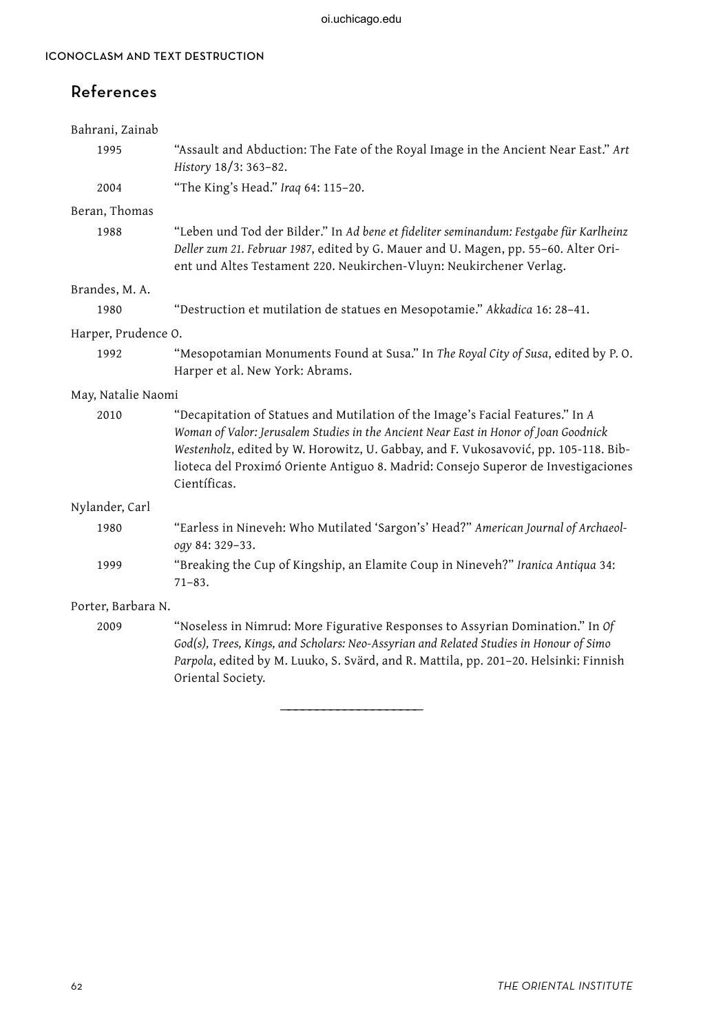## References

Bahrani, Zainab

1995 "Assault and Abduction: The Fate of the Royal Image in the Ancient Near East." *Art History* 18/3: 363–82.

2004 "The King's Head." *Iraq* 64: 115–20.

Beran, Thomas

1988 "Leben und Tod der Bilder." In *Ad bene et fideliter seminandum: Festgabe für Karlheinz Deller zum 21. Februar 1987*, edited by G. Mauer and U. Magen, pp. 55–60. Alter Orient und Altes Testament 220. Neukirchen-Vluyn: Neukirchener Verlag.

Brandes, M. A.

1980 "Destruction et mutilation de statues en Mesopotamie." *Akkadica* 16: 28–41.

Harper, Prudence O.

1992 "Mesopotamian Monuments Found at Susa." In *The Royal City of Susa*, edited by P. O. Harper et al. New York: Abrams.

May, Natalie Naomi

2010 "Decapitation of Statues and Mutilation of the Image's Facial Features." In *A Woman of Valor: Jerusalem Studies in the Ancient Near East in Honor of Joan Goodnick Westenholz*, edited by W. Horowitz, U. Gabbay, and F. Vukosavović, pp. 105-118. Biblioteca del Proximó Oriente Antiguo 8. Madrid: Consejo Superor de Investigaciones Científicas.

Nylander, Carl

1980 "Earless in Nineveh: Who Mutilated 'Sargon's' Head?" *American Journal of Archaeology* 84: 329–33.

1999 "Breaking the Cup of Kingship, an Elamite Coup in Nineveh?" *Iranica Antiqua* 34: 71–83.

Porter, Barbara N.

2009 "Noseless in Nimrud: More Figurative Responses to Assyrian Domination." In *Of God(s), Trees, Kings, and Scholars: Neo-Assyrian and Related Studies in Honour of Simo Parpola*, edited by M. Luuko, S. Svärd, and R. Mattila, pp. 201–20. Helsinki: Finnish Oriental Society.